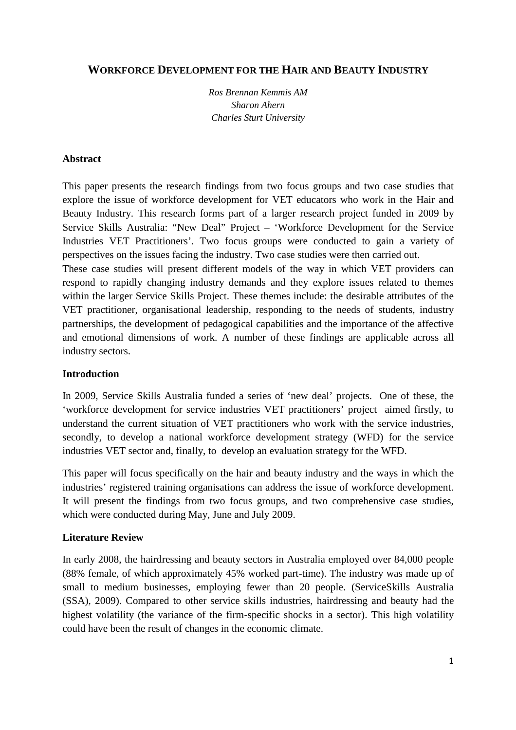# WORKFORCE DEVELOPMENT FOR THE HAIR AND BEAUTY INDUSTRY

*Ros Brennan Kemmis AM*
*Sharon Ahern*
*Charles Sturt University*

## Abstract

This paper presents the research findings from two focus groups and two case studies that explore the issue of workforce development for VET educators who work in the Hair and Beauty Industry. This research forms part of a larger research project funded in 2009 by Service Skills Australia: "New Deal" Project – 'Workforce Development for the Service Industries VET Practitioners'. Two focus groups were conducted to gain a variety of perspectives on the issues facing the industry. Two case studies were then carried out.
These case studies will present different models of the way in which VET providers can respond to rapidly changing industry demands and they explore issues related to themes within the larger Service Skills Project. These themes include: the desirable attributes of the VET practitioner, organisational leadership, responding to the needs of students, industry partnerships, the development of pedagogical capabilities and the importance of the affective and emotional dimensions of work. A number of these findings are applicable across all industry sectors.

## Introduction

In 2009, Service Skills Australia funded a series of 'new deal' projects. One of these, the 'workforce development for service industries VET practitioners' project aimed firstly, to understand the current situation of VET practitioners who work with the service industries, secondly, to develop a national workforce development strategy (WFD) for the service industries VET sector and, finally, to develop an evaluation strategy for the WFD.

This paper will focus specifically on the hair and beauty industry and the ways in which the industries' registered training organisations can address the issue of workforce development. It will present the findings from two focus groups, and two comprehensive case studies, which were conducted during May, June and July 2009.

## Literature Review

In early 2008, the hairdressing and beauty sectors in Australia employed over 84,000 people (88% female, of which approximately 45% worked part-time). The industry was made up of small to medium businesses, employing fewer than 20 people. (ServiceSkills Australia (SSA), 2009). Compared to other service skills industries, hairdressing and beauty had the highest volatility (the variance of the firm-specific shocks in a sector). This high volatility could have been the result of changes in the economic climate.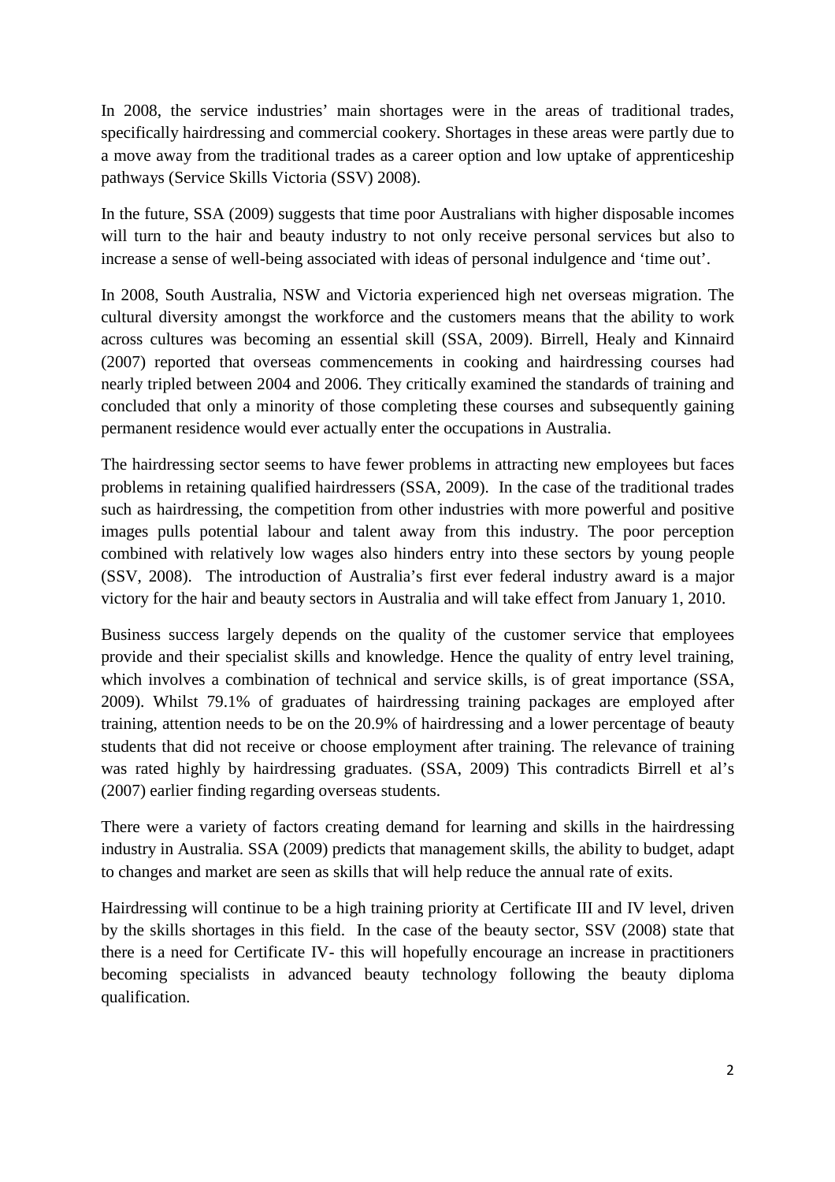In 2008, the service industries' main shortages were in the areas of traditional trades, specifically hairdressing and commercial cookery. Shortages in these areas were partly due to a move away from the traditional trades as a career option and low uptake of apprenticeship pathways (Service Skills Victoria (SSV) 2008).

In the future, SSA (2009) suggests that time poor Australians with higher disposable incomes will turn to the hair and beauty industry to not only receive personal services but also to increase a sense of well-being associated with ideas of personal indulgence and 'time out'.

In 2008, South Australia, NSW and Victoria experienced high net overseas migration. The cultural diversity amongst the workforce and the customers means that the ability to work across cultures was becoming an essential skill (SSA, 2009). Birrell, Healy and Kinnaird (2007) reported that overseas commencements in cooking and hairdressing courses had nearly tripled between 2004 and 2006. They critically examined the standards of training and concluded that only a minority of those completing these courses and subsequently gaining permanent residence would ever actually enter the occupations in Australia.

The hairdressing sector seems to have fewer problems in attracting new employees but faces problems in retaining qualified hairdressers (SSA, 2009). In the case of the traditional trades such as hairdressing, the competition from other industries with more powerful and positive images pulls potential labour and talent away from this industry. The poor perception combined with relatively low wages also hinders entry into these sectors by young people (SSV, 2008). The introduction of Australia's first ever federal industry award is a major victory for the hair and beauty sectors in Australia and will take effect from January 1, 2010.

Business success largely depends on the quality of the customer service that employees provide and their specialist skills and knowledge. Hence the quality of entry level training, which involves a combination of technical and service skills, is of great importance (SSA, 2009). Whilst 79.1% of graduates of hairdressing training packages are employed after training, attention needs to be on the 20.9% of hairdressing and a lower percentage of beauty students that did not receive or choose employment after training. The relevance of training was rated highly by hairdressing graduates. (SSA, 2009) This contradicts Birrell et al's (2007) earlier finding regarding overseas students.

There were a variety of factors creating demand for learning and skills in the hairdressing industry in Australia. SSA (2009) predicts that management skills, the ability to budget, adapt to changes and market are seen as skills that will help reduce the annual rate of exits.

Hairdressing will continue to be a high training priority at Certificate III and IV level, driven by the skills shortages in this field. In the case of the beauty sector, SSV (2008) state that there is a need for Certificate IV- this will hopefully encourage an increase in practitioners becoming specialists in advanced beauty technology following the beauty diploma qualification.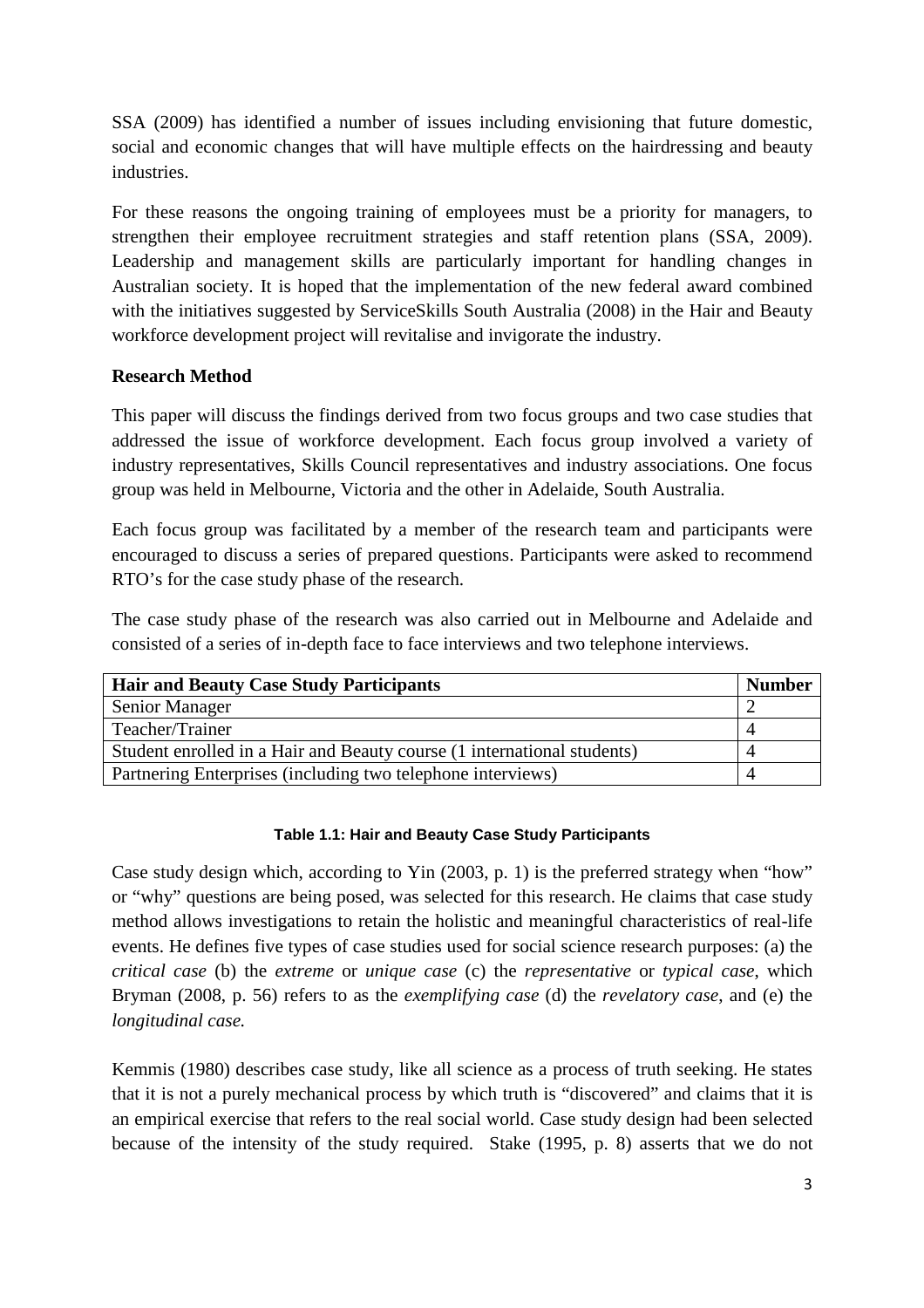SSA (2009) has identified a number of issues including envisioning that future domestic, social and economic changes that will have multiple effects on the hairdressing and beauty industries.

For these reasons the ongoing training of employees must be a priority for managers, to strengthen their employee recruitment strategies and staff retention plans (SSA, 2009). Leadership and management skills are particularly important for handling changes in Australian society. It is hoped that the implementation of the new federal award combined with the initiatives suggested by ServiceSkills South Australia (2008) in the Hair and Beauty workforce development project will revitalise and invigorate the industry.

**Research Method**

This paper will discuss the findings derived from two focus groups and two case studies that addressed the issue of workforce development. Each focus group involved a variety of industry representatives, Skills Council representatives and industry associations. One focus group was held in Melbourne, Victoria and the other in Adelaide, South Australia.

Each focus group was facilitated by a member of the research team and participants were encouraged to discuss a series of prepared questions. Participants were asked to recommend RTO's for the case study phase of the research.

The case study phase of the research was also carried out in Melbourne and Adelaide and consisted of a series of in-depth face to face interviews and two telephone interviews.

| Hair and Beauty Case Study Participants | Number |
|---|---|
| Senior Manager | 2 |
| Teacher/Trainer | 4 |
| Student enrolled in a Hair and Beauty course (1 international students) | 4 |
| Partnering Enterprises (including two telephone interviews) | 4 |

**Table 1.1: Hair and Beauty Case Study Participants**

Case study design which, according to Yin (2003, p. 1) is the preferred strategy when "how" or "why" questions are being posed, was selected for this research. He claims that case study method allows investigations to retain the holistic and meaningful characteristics of real-life events. He defines five types of case studies used for social science research purposes: (a) the *critical case* (b) the *extreme* or *unique case* (c) the *representative* or *typical case*, which Bryman (2008, p. 56) refers to as the *exemplifying case* (d) the *revelatory case*, and (e) the *longitudinal case.*

Kemmis (1980) describes case study, like all science as a process of truth seeking. He states that it is not a purely mechanical process by which truth is "discovered" and claims that it is an empirical exercise that refers to the real social world. Case study design had been selected because of the intensity of the study required. Stake (1995, p. 8) asserts that we do not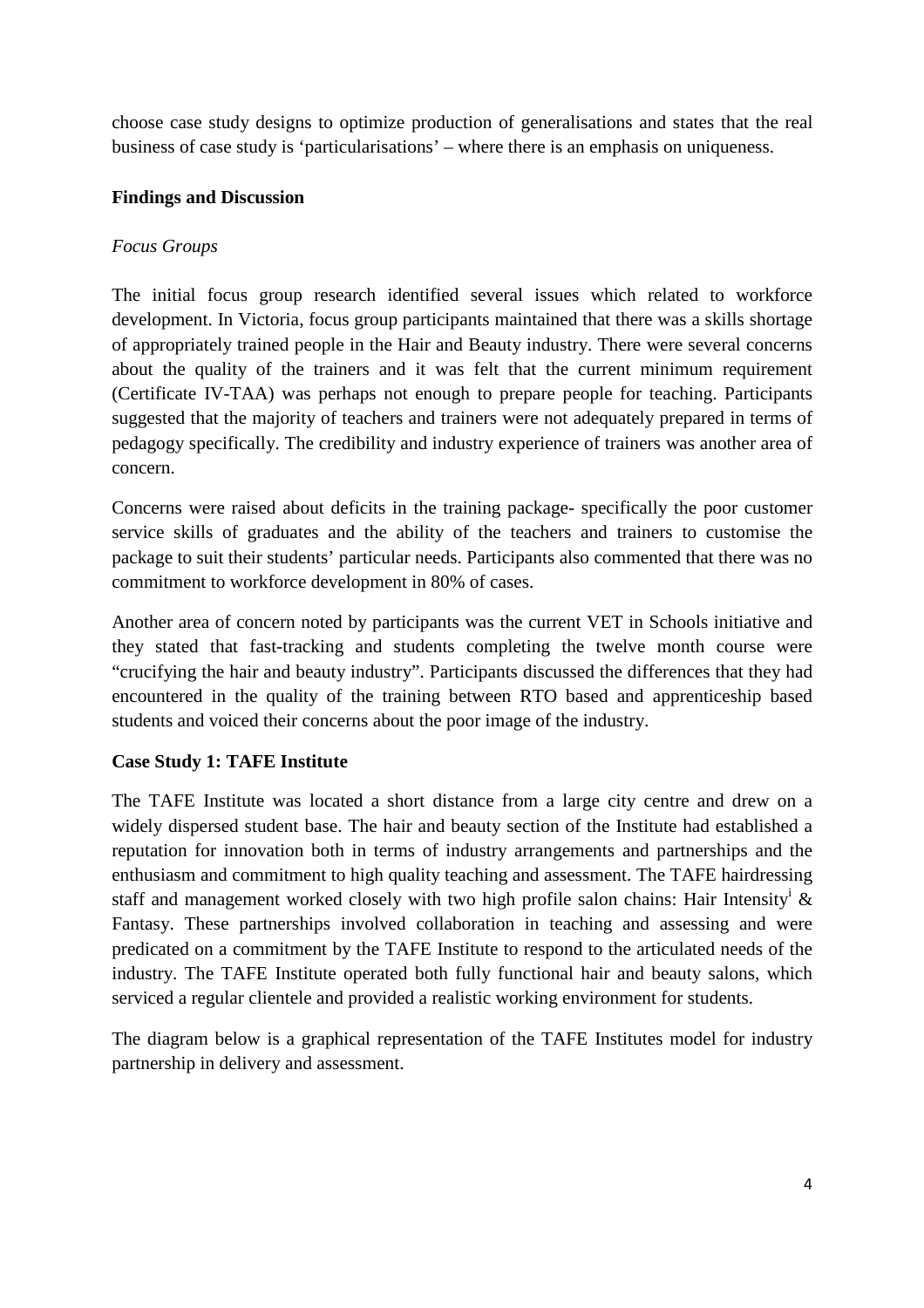choose case study designs to optimize production of generalisations and states that the real business of case study is 'particularisations' – where there is an emphasis on uniqueness.

**Findings and Discussion**

*Focus Groups*

The initial focus group research identified several issues which related to workforce development. In Victoria, focus group participants maintained that there was a skills shortage of appropriately trained people in the Hair and Beauty industry. There were several concerns about the quality of the trainers and it was felt that the current minimum requirement (Certificate IV-TAA) was perhaps not enough to prepare people for teaching. Participants suggested that the majority of teachers and trainers were not adequately prepared in terms of pedagogy specifically. The credibility and industry experience of trainers was another area of concern.

Concerns were raised about deficits in the training package- specifically the poor customer service skills of graduates and the ability of the teachers and trainers to customise the package to suit their students' particular needs. Participants also commented that there was no commitment to workforce development in 80% of cases.

Another area of concern noted by participants was the current VET in Schools initiative and they stated that fast-tracking and students completing the twelve month course were "crucifying the hair and beauty industry". Participants discussed the differences that they had encountered in the quality of the training between RTO based and apprenticeship based students and voiced their concerns about the poor image of the industry.

**Case Study 1: TAFE Institute**

The TAFE Institute was located a short distance from a large city centre and drew on a widely dispersed student base. The hair and beauty section of the Institute had established a reputation for innovation both in terms of industry arrangements and partnerships and the enthusiasm and commitment to high quality teaching and assessment. The TAFE hairdressing staff and management worked closely with two high profile salon chains: Hair Intensity[i] & Fantasy. These partnerships involved collaboration in teaching and assessing and were predicated on a commitment by the TAFE Institute to respond to the articulated needs of the industry. The TAFE Institute operated both fully functional hair and beauty salons, which serviced a regular clientele and provided a realistic working environment for students.

The diagram below is a graphical representation of the TAFE Institutes model for industry partnership in delivery and assessment.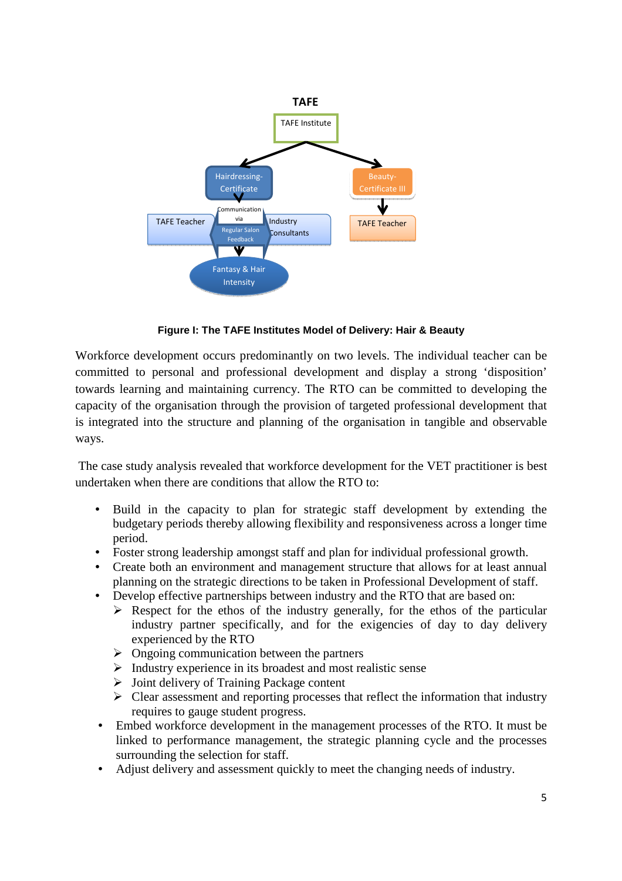**TAFE**

TAFE Institute

Hairdressing-Certificate

Beauty-Certificate III

Communication via Regular Salon Feedback

TAFE Teacher

Industry Consultants

TAFE Teacher

Fantasy & Hair Intensity

**Figure I: The TAFE Institutes Model of Delivery: Hair & Beauty**

Workforce development occurs predominantly on two levels. The individual teacher can be committed to personal and professional development and display a strong 'disposition' towards learning and maintaining currency. The RTO can be committed to developing the capacity of the organisation through the provision of targeted professional development that is integrated into the structure and planning of the organisation in tangible and observable ways.

The case study analysis revealed that workforce development for the VET practitioner is best undertaken when there are conditions that allow the RTO to:

- Build in the capacity to plan for strategic staff development by extending the budgetary periods thereby allowing flexibility and responsiveness across a longer time period.
- Foster strong leadership amongst staff and plan for individual professional growth.
- Create both an environment and management structure that allows for at least annual planning on the strategic directions to be taken in Professional Development of staff.
- Develop effective partnerships between industry and the RTO that are based on:
    - Respect for the ethos of the industry generally, for the ethos of the particular industry partner specifically, and for the exigencies of day to day delivery experienced by the RTO
    - Ongoing communication between the partners
    - Industry experience in its broadest and most realistic sense
    - Joint delivery of Training Package content
    - Clear assessment and reporting processes that reflect the information that industry requires to gauge student progress.
- Embed workforce development in the management processes of the RTO. It must be linked to performance management, the strategic planning cycle and the processes surrounding the selection for staff.
- Adjust delivery and assessment quickly to meet the changing needs of industry.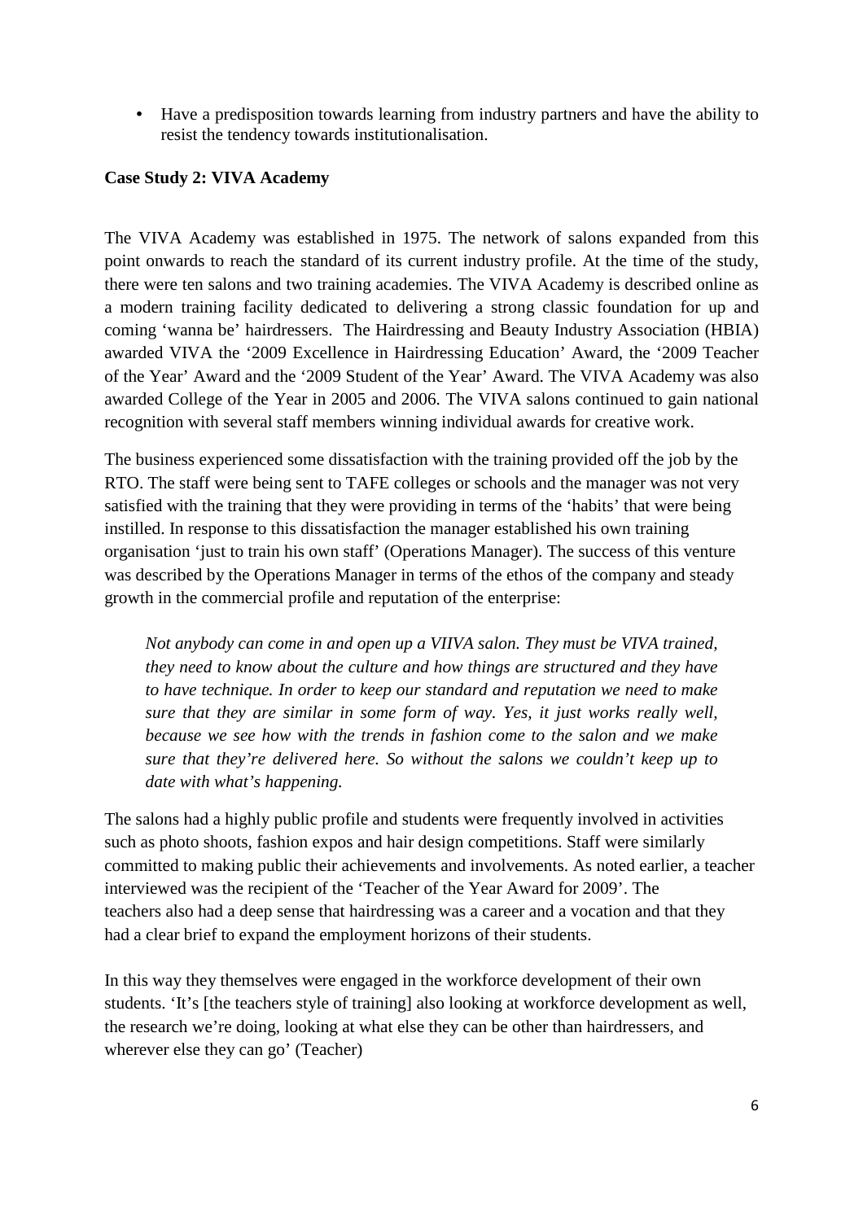- Have a predisposition towards learning from industry partners and have the ability to resist the tendency towards institutionalisation.

**Case Study 2: VIVA Academy**

The VIVA Academy was established in 1975. The network of salons expanded from this point onwards to reach the standard of its current industry profile. At the time of the study, there were ten salons and two training academies. The VIVA Academy is described online as a modern training facility dedicated to delivering a strong classic foundation for up and coming 'wanna be' hairdressers. The Hairdressing and Beauty Industry Association (HBIA) awarded VIVA the '2009 Excellence in Hairdressing Education' Award, the '2009 Teacher of the Year' Award and the '2009 Student of the Year' Award. The VIVA Academy was also awarded College of the Year in 2005 and 2006. The VIVA salons continued to gain national recognition with several staff members winning individual awards for creative work.

The business experienced some dissatisfaction with the training provided off the job by the RTO. The staff were being sent to TAFE colleges or schools and the manager was not very satisfied with the training that they were providing in terms of the 'habits' that were being instilled. In response to this dissatisfaction the manager established his own training organisation 'just to train his own staff' (Operations Manager). The success of this venture was described by the Operations Manager in terms of the ethos of the company and steady growth in the commercial profile and reputation of the enterprise:

> *Not anybody can come in and open up a VIIVA salon. They must be VIVA trained, they need to know about the culture and how things are structured and they have to have technique. In order to keep our standard and reputation we need to make sure that they are similar in some form of way. Yes, it just works really well, because we see how with the trends in fashion come to the salon and we make sure that they're delivered here. So without the salons we couldn't keep up to date with what's happening.*

The salons had a highly public profile and students were frequently involved in activities such as photo shoots, fashion expos and hair design competitions. Staff were similarly committed to making public their achievements and involvements. As noted earlier, a teacher interviewed was the recipient of the 'Teacher of the Year Award for 2009'. The teachers also had a deep sense that hairdressing was a career and a vocation and that they had a clear brief to expand the employment horizons of their students.

In this way they themselves were engaged in the workforce development of their own students. 'It's [the teachers style of training] also looking at workforce development as well, the research we're doing, looking at what else they can be other than hairdressers, and wherever else they can go' (Teacher)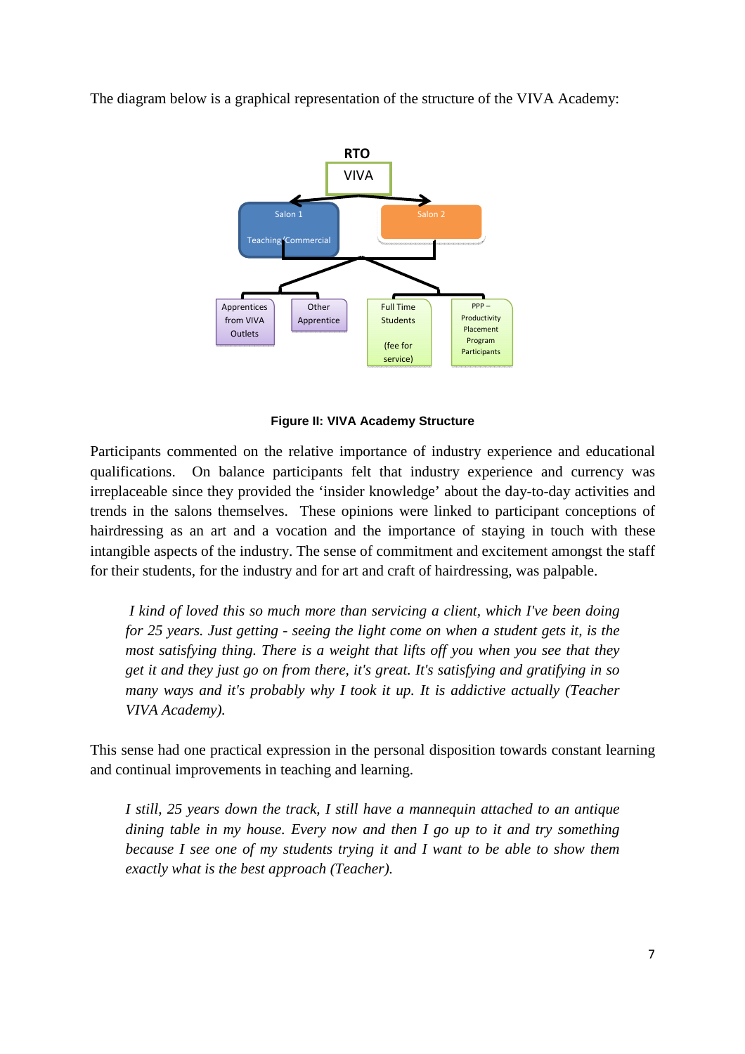The diagram below is a graphical representation of the structure of the VIVA Academy:

RTO

VIVA

Salon 1

Teaching /Commercial

Salon 2

Apprentices from VIVA Outlets

Other Apprentice

Full Time Students

(fee for service)

PPP – Productivity Placement Program Participants

**Figure II: VIVA Academy Structure**

Participants commented on the relative importance of industry experience and educational qualifications. On balance participants felt that industry experience and currency was irreplaceable since they provided the 'insider knowledge' about the day-to-day activities and trends in the salons themselves. These opinions were linked to participant conceptions of hairdressing as an art and a vocation and the importance of staying in touch with these intangible aspects of the industry. The sense of commitment and excitement amongst the staff for their students, for the industry and for art and craft of hairdressing, was palpable.

> *I kind of loved this so much more than servicing a client, which I've been doing for 25 years. Just getting - seeing the light come on when a student gets it, is the most satisfying thing. There is a weight that lifts off you when you see that they get it and they just go on from there, it's great. It's satisfying and gratifying in so many ways and it's probably why I took it up. It is addictive actually (Teacher VIVA Academy).*

This sense had one practical expression in the personal disposition towards constant learning and continual improvements in teaching and learning.

> *I still, 25 years down the track, I still have a mannequin attached to an antique dining table in my house. Every now and then I go up to it and try something because I see one of my students trying it and I want to be able to show them exactly what is the best approach (Teacher).*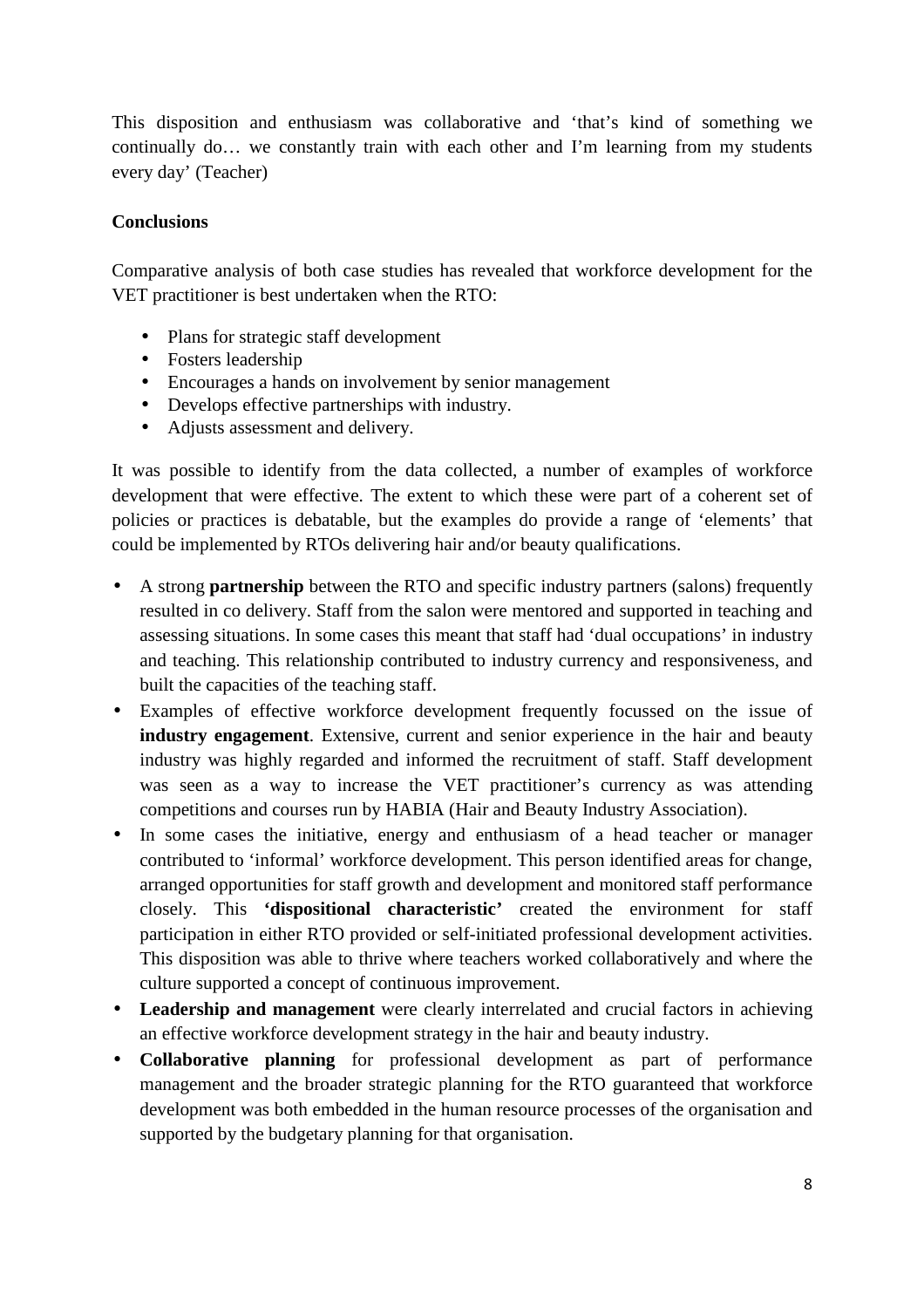This disposition and enthusiasm was collaborative and 'that's kind of something we continually do… we constantly train with each other and I'm learning from my students every day' (Teacher)

**Conclusions**

Comparative analysis of both case studies has revealed that workforce development for the VET practitioner is best undertaken when the RTO:

- Plans for strategic staff development
- Fosters leadership
- Encourages a hands on involvement by senior management
- Develops effective partnerships with industry.
- Adjusts assessment and delivery.

It was possible to identify from the data collected, a number of examples of workforce development that were effective. The extent to which these were part of a coherent set of policies or practices is debatable, but the examples do provide a range of 'elements' that could be implemented by RTOs delivering hair and/or beauty qualifications.

- A strong **partnership** between the RTO and specific industry partners (salons) frequently resulted in co delivery. Staff from the salon were mentored and supported in teaching and assessing situations. In some cases this meant that staff had 'dual occupations' in industry and teaching. This relationship contributed to industry currency and responsiveness, and built the capacities of the teaching staff.
- Examples of effective workforce development frequently focussed on the issue of **industry engagement**. Extensive, current and senior experience in the hair and beauty industry was highly regarded and informed the recruitment of staff. Staff development was seen as a way to increase the VET practitioner's currency as was attending competitions and courses run by HABIA (Hair and Beauty Industry Association).
- In some cases the initiative, energy and enthusiasm of a head teacher or manager contributed to 'informal' workforce development. This person identified areas for change, arranged opportunities for staff growth and development and monitored staff performance closely. This **'dispositional characteristic'** created the environment for staff participation in either RTO provided or self-initiated professional development activities. This disposition was able to thrive where teachers worked collaboratively and where the culture supported a concept of continuous improvement.
- **Leadership and management** were clearly interrelated and crucial factors in achieving an effective workforce development strategy in the hair and beauty industry.
- **Collaborative planning** for professional development as part of performance management and the broader strategic planning for the RTO guaranteed that workforce development was both embedded in the human resource processes of the organisation and supported by the budgetary planning for that organisation.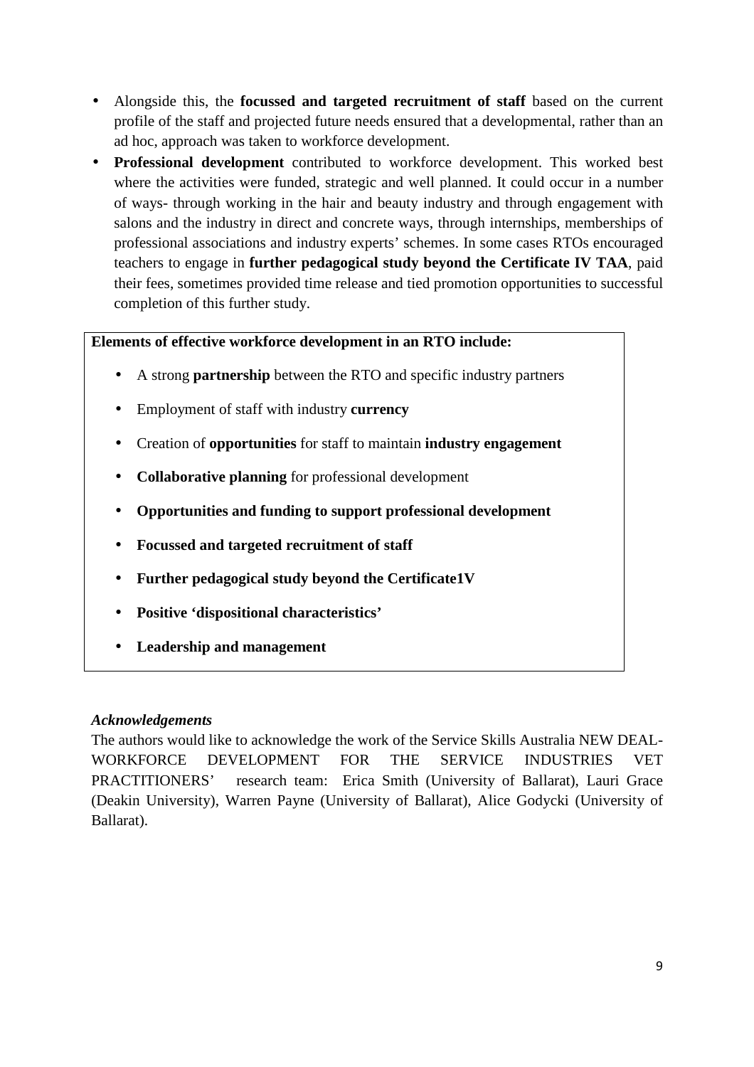- Alongside this, the **focussed and targeted recruitment of staff** based on the current profile of the staff and projected future needs ensured that a developmental, rather than an ad hoc, approach was taken to workforce development.
- **Professional development** contributed to workforce development. This worked best where the activities were funded, strategic and well planned. It could occur in a number of ways- through working in the hair and beauty industry and through engagement with salons and the industry in direct and concrete ways, through internships, memberships of professional associations and industry experts' schemes. In some cases RTOs encouraged teachers to engage in **further pedagogical study beyond the Certificate IV TAA**, paid their fees, sometimes provided time release and tied promotion opportunities to successful completion of this further study.

**Elements of effective workforce development in an RTO include:**

- A strong **partnership** between the RTO and specific industry partners
- Employment of staff with industry **currency**
- Creation of **opportunities** for staff to maintain **industry engagement**
- **Collaborative planning** for professional development
- **Opportunities and funding to support professional development**
- **Focussed and targeted recruitment of staff**
- **Further pedagogical study beyond the Certificate1V**
- **Positive 'dispositional characteristics'**
- **Leadership and management**

***Acknowledgements***

The authors would like to acknowledge the work of the Service Skills Australia NEW DEAL-WORKFORCE DEVELOPMENT FOR THE SERVICE INDUSTRIES VET PRACTITIONERS' research team: Erica Smith (University of Ballarat), Lauri Grace (Deakin University), Warren Payne (University of Ballarat), Alice Godycki (University of Ballarat).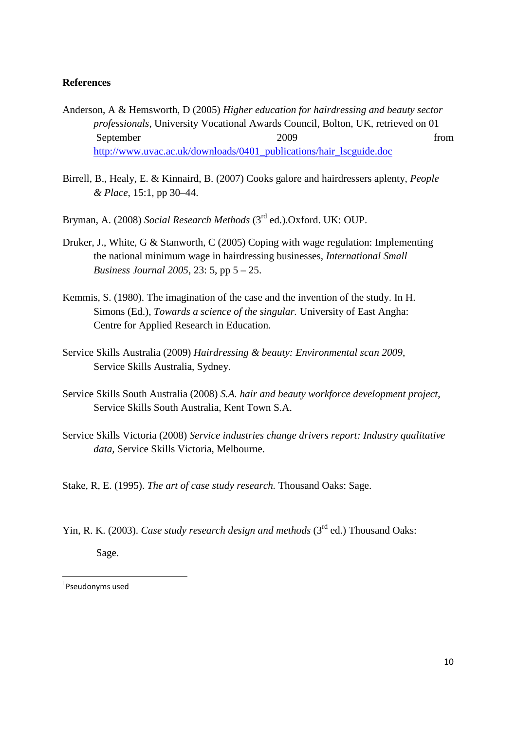**References**

Anderson, A & Hemsworth, D (2005) *Higher education for hairdressing and beauty sector professionals*, University Vocational Awards Council, Bolton, UK, retrieved on 01 September 2009 from http://www.uvac.ac.uk/downloads/0401_publications/hair_lscguide.doc

Birrell, B., Healy, E. & Kinnaird, B. (2007) Cooks galore and hairdressers aplenty, *People & Place*, 15:1, pp 30–44.

Bryman, A. (2008) *Social Research Methods* (3rd ed.).Oxford. UK: OUP.

Druker, J., White, G & Stanworth, C (2005) Coping with wage regulation: Implementing the national minimum wage in hairdressing businesses, *International Small Business Journal 2005*, 23: 5, pp 5 – 25.

Kemmis, S. (1980). The imagination of the case and the invention of the study. In H. Simons (Ed.), *Towards a science of the singular.* University of East Angha: Centre for Applied Research in Education.

Service Skills Australia (2009) *Hairdressing & beauty: Environmental scan 2009*, Service Skills Australia, Sydney.

Service Skills South Australia (2008) *S.A. hair and beauty workforce development project*, Service Skills South Australia, Kent Town S.A.

Service Skills Victoria (2008) *Service industries change drivers report: Industry qualitative data,* Service Skills Victoria, Melbourne.

Stake, R, E. (1995). *The art of case study research.* Thousand Oaks: Sage.

Yin, R. K. (2003). *Case study research design and methods* (3rd ed.) Thousand Oaks: Sage.

---

[i] Pseudonyms used